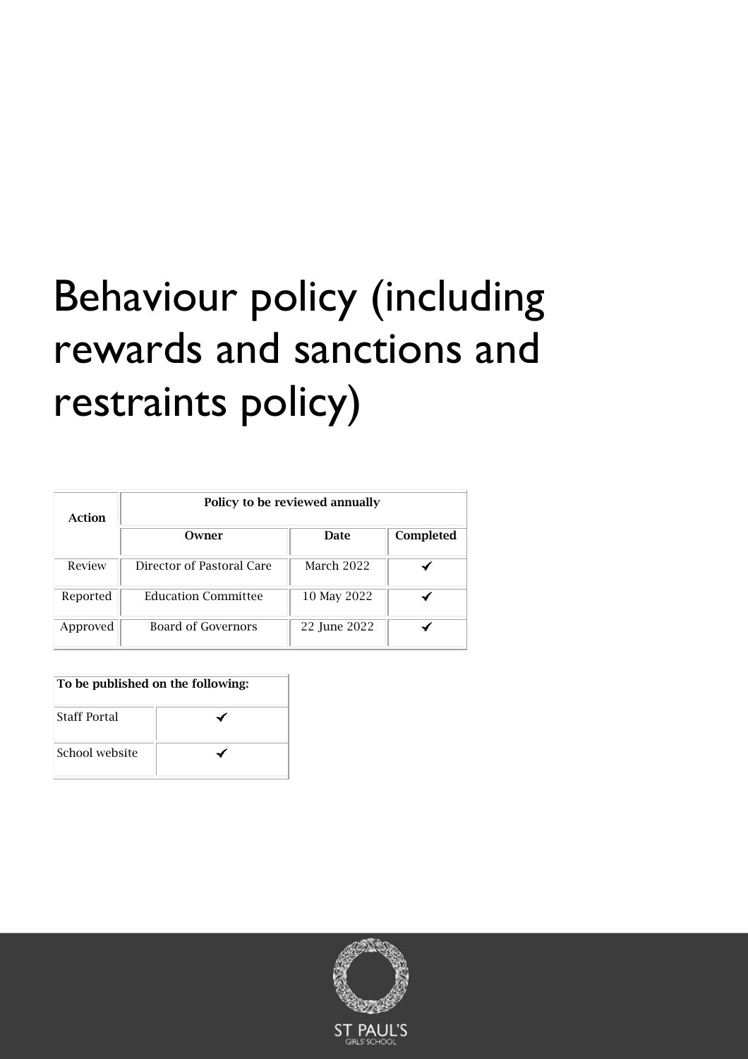# Behaviour policy (including rewards and sanctions and restraints policy)

| Action | Policy to be reviewed annually | | |
|---|---|---|---|
| | **Owner** | **Date** | **Completed** |
| Review | Director of Pastoral Care | March 2022 | ✔ |
| Reported | Education Committee | 10 May 2022 | ✔ |
| Approved | Board of Governors | 22 June 2022 | ✔ |

| To be published on the following: | |
|---|---|
| Staff Portal | ✔ |
| School website | ✔ |

ST PAUL'S GIRLS' SCHOOL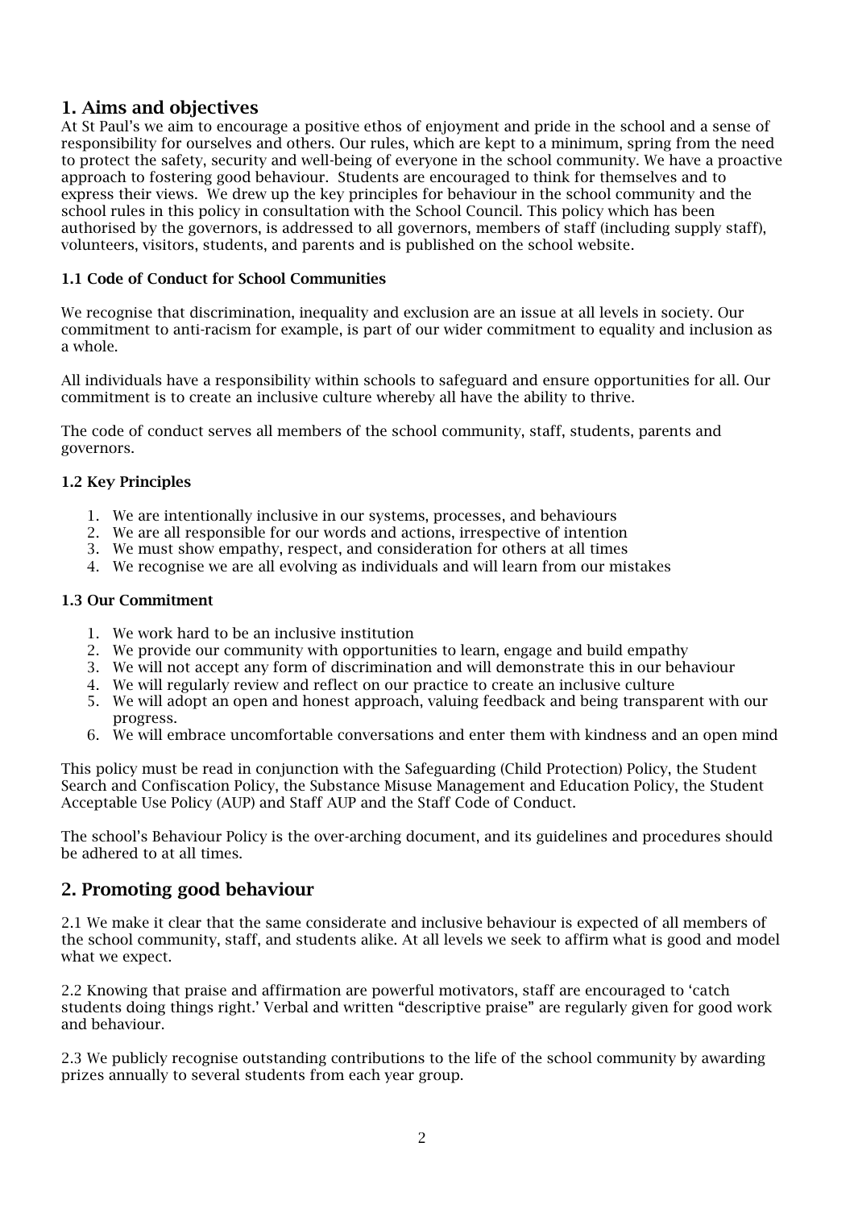## 1. Aims and objectives

At St Paul's we aim to encourage a positive ethos of enjoyment and pride in the school and a sense of responsibility for ourselves and others. Our rules, which are kept to a minimum, spring from the need to protect the safety, security and well-being of everyone in the school community. We have a proactive approach to fostering good behaviour. Students are encouraged to think for themselves and to express their views. We drew up the key principles for behaviour in the school community and the school rules in this policy in consultation with the School Council. This policy which has been authorised by the governors, is addressed to all governors, members of staff (including supply staff), volunteers, visitors, students, and parents and is published on the school website.

### 1.1 Code of Conduct for School Communities

We recognise that discrimination, inequality and exclusion are an issue at all levels in society. Our commitment to anti-racism for example, is part of our wider commitment to equality and inclusion as a whole.

All individuals have a responsibility within schools to safeguard and ensure opportunities for all. Our commitment is to create an inclusive culture whereby all have the ability to thrive.

The code of conduct serves all members of the school community, staff, students, parents and governors.

### 1.2 Key Principles

1. We are intentionally inclusive in our systems, processes, and behaviours
2. We are all responsible for our words and actions, irrespective of intention
3. We must show empathy, respect, and consideration for others at all times
4. We recognise we are all evolving as individuals and will learn from our mistakes

### 1.3 Our Commitment

1. We work hard to be an inclusive institution
2. We provide our community with opportunities to learn, engage and build empathy
3. We will not accept any form of discrimination and will demonstrate this in our behaviour
4. We will regularly review and reflect on our practice to create an inclusive culture
5. We will adopt an open and honest approach, valuing feedback and being transparent with our progress.
6. We will embrace uncomfortable conversations and enter them with kindness and an open mind

This policy must be read in conjunction with the Safeguarding (Child Protection) Policy, the Student Search and Confiscation Policy, the Substance Misuse Management and Education Policy, the Student Acceptable Use Policy (AUP) and Staff AUP and the Staff Code of Conduct.

The school's Behaviour Policy is the over-arching document, and its guidelines and procedures should be adhered to at all times.

## 2. Promoting good behaviour

2.1 We make it clear that the same considerate and inclusive behaviour is expected of all members of the school community, staff, and students alike. At all levels we seek to affirm what is good and model what we expect.

2.2 Knowing that praise and affirmation are powerful motivators, staff are encouraged to 'catch students doing things right.' Verbal and written "descriptive praise" are regularly given for good work and behaviour.

2.3 We publicly recognise outstanding contributions to the life of the school community by awarding prizes annually to several students from each year group.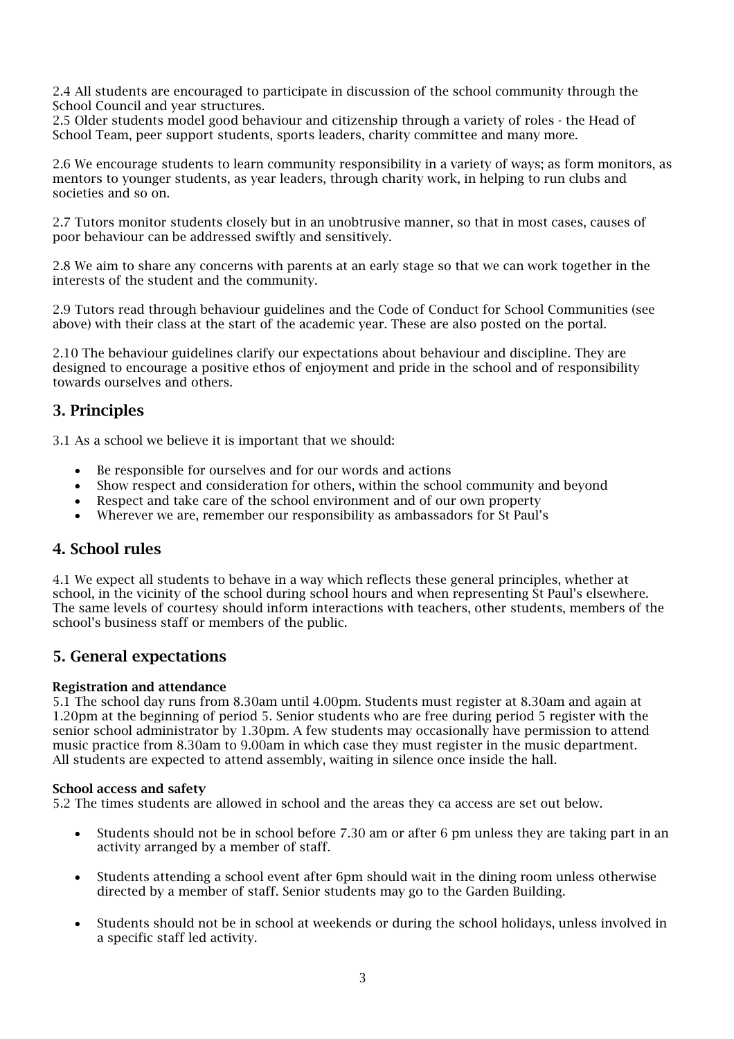2.4 All students are encouraged to participate in discussion of the school community through the School Council and year structures.

2.5 Older students model good behaviour and citizenship through a variety of roles - the Head of School Team, peer support students, sports leaders, charity committee and many more.

2.6 We encourage students to learn community responsibility in a variety of ways; as form monitors, as mentors to younger students, as year leaders, through charity work, in helping to run clubs and societies and so on.

2.7 Tutors monitor students closely but in an unobtrusive manner, so that in most cases, causes of poor behaviour can be addressed swiftly and sensitively.

2.8 We aim to share any concerns with parents at an early stage so that we can work together in the interests of the student and the community.

2.9 Tutors read through behaviour guidelines and the Code of Conduct for School Communities (see above) with their class at the start of the academic year. These are also posted on the portal.

2.10 The behaviour guidelines clarify our expectations about behaviour and discipline. They are designed to encourage a positive ethos of enjoyment and pride in the school and of responsibility towards ourselves and others.

## 3. Principles

3.1 As a school we believe it is important that we should:

- Be responsible for ourselves and for our words and actions
- Show respect and consideration for others, within the school community and beyond
- Respect and take care of the school environment and of our own property
- Wherever we are, remember our responsibility as ambassadors for St Paul's

## 4. School rules

4.1 We expect all students to behave in a way which reflects these general principles, whether at school, in the vicinity of the school during school hours and when representing St Paul's elsewhere. The same levels of courtesy should inform interactions with teachers, other students, members of the school's business staff or members of the public.

## 5. General expectations

**Registration and attendance**

5.1 The school day runs from 8.30am until 4.00pm. Students must register at 8.30am and again at 1.20pm at the beginning of period 5. Senior students who are free during period 5 register with the senior school administrator by 1.30pm. A few students may occasionally have permission to attend music practice from 8.30am to 9.00am in which case they must register in the music department. All students are expected to attend assembly, waiting in silence once inside the hall.

**School access and safety**

5.2 The times students are allowed in school and the areas they ca access are set out below.

- Students should not be in school before 7.30 am or after 6 pm unless they are taking part in an activity arranged by a member of staff.
- Students attending a school event after 6pm should wait in the dining room unless otherwise directed by a member of staff. Senior students may go to the Garden Building.
- Students should not be in school at weekends or during the school holidays, unless involved in a specific staff led activity.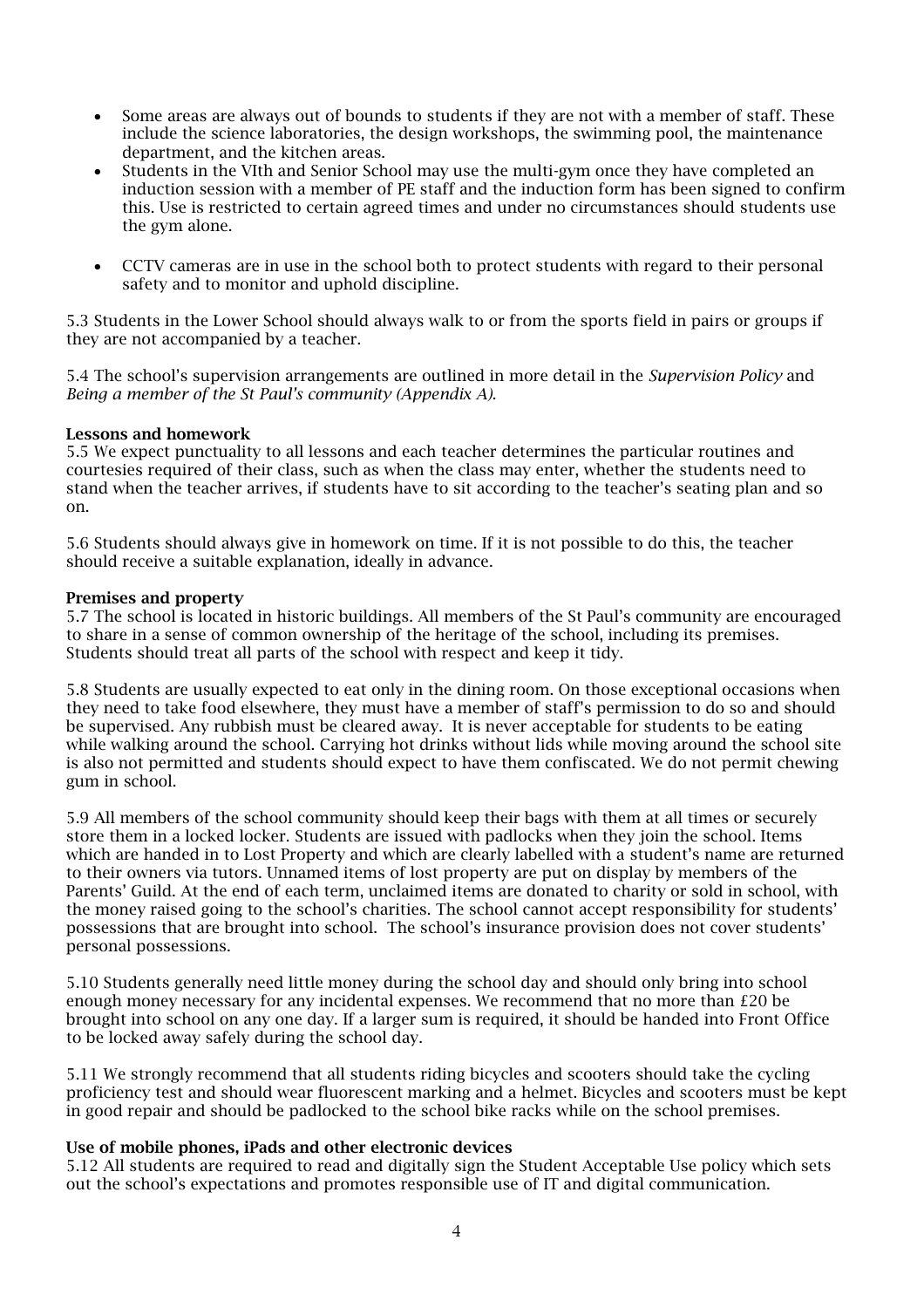- Some areas are always out of bounds to students if they are not with a member of staff. These include the science laboratories, the design workshops, the swimming pool, the maintenance department, and the kitchen areas.
- Students in the VIth and Senior School may use the multi-gym once they have completed an induction session with a member of PE staff and the induction form has been signed to confirm this. Use is restricted to certain agreed times and under no circumstances should students use the gym alone.
- CCTV cameras are in use in the school both to protect students with regard to their personal safety and to monitor and uphold discipline.

5.3 Students in the Lower School should always walk to or from the sports field in pairs or groups if they are not accompanied by a teacher.

5.4 The school's supervision arrangements are outlined in more detail in the *Supervision Policy* and *Being a member of the St Paul's community (Appendix A).*

**Lessons and homework**

5.5 We expect punctuality to all lessons and each teacher determines the particular routines and courtesies required of their class, such as when the class may enter, whether the students need to stand when the teacher arrives, if students have to sit according to the teacher's seating plan and so on.

5.6 Students should always give in homework on time. If it is not possible to do this, the teacher should receive a suitable explanation, ideally in advance.

**Premises and property**

5.7 The school is located in historic buildings. All members of the St Paul's community are encouraged to share in a sense of common ownership of the heritage of the school, including its premises. Students should treat all parts of the school with respect and keep it tidy.

5.8 Students are usually expected to eat only in the dining room. On those exceptional occasions when they need to take food elsewhere, they must have a member of staff's permission to do so and should be supervised. Any rubbish must be cleared away. It is never acceptable for students to be eating while walking around the school. Carrying hot drinks without lids while moving around the school site is also not permitted and students should expect to have them confiscated. We do not permit chewing gum in school.

5.9 All members of the school community should keep their bags with them at all times or securely store them in a locked locker. Students are issued with padlocks when they join the school. Items which are handed in to Lost Property and which are clearly labelled with a student's name are returned to their owners via tutors. Unnamed items of lost property are put on display by members of the Parents' Guild. At the end of each term, unclaimed items are donated to charity or sold in school, with the money raised going to the school's charities. The school cannot accept responsibility for students' possessions that are brought into school. The school's insurance provision does not cover students' personal possessions.

5.10 Students generally need little money during the school day and should only bring into school enough money necessary for any incidental expenses. We recommend that no more than £20 be brought into school on any one day. If a larger sum is required, it should be handed into Front Office to be locked away safely during the school day.

5.11 We strongly recommend that all students riding bicycles and scooters should take the cycling proficiency test and should wear fluorescent marking and a helmet. Bicycles and scooters must be kept in good repair and should be padlocked to the school bike racks while on the school premises.

**Use of mobile phones, iPads and other electronic devices**

5.12 All students are required to read and digitally sign the Student Acceptable Use policy which sets out the school's expectations and promotes responsible use of IT and digital communication.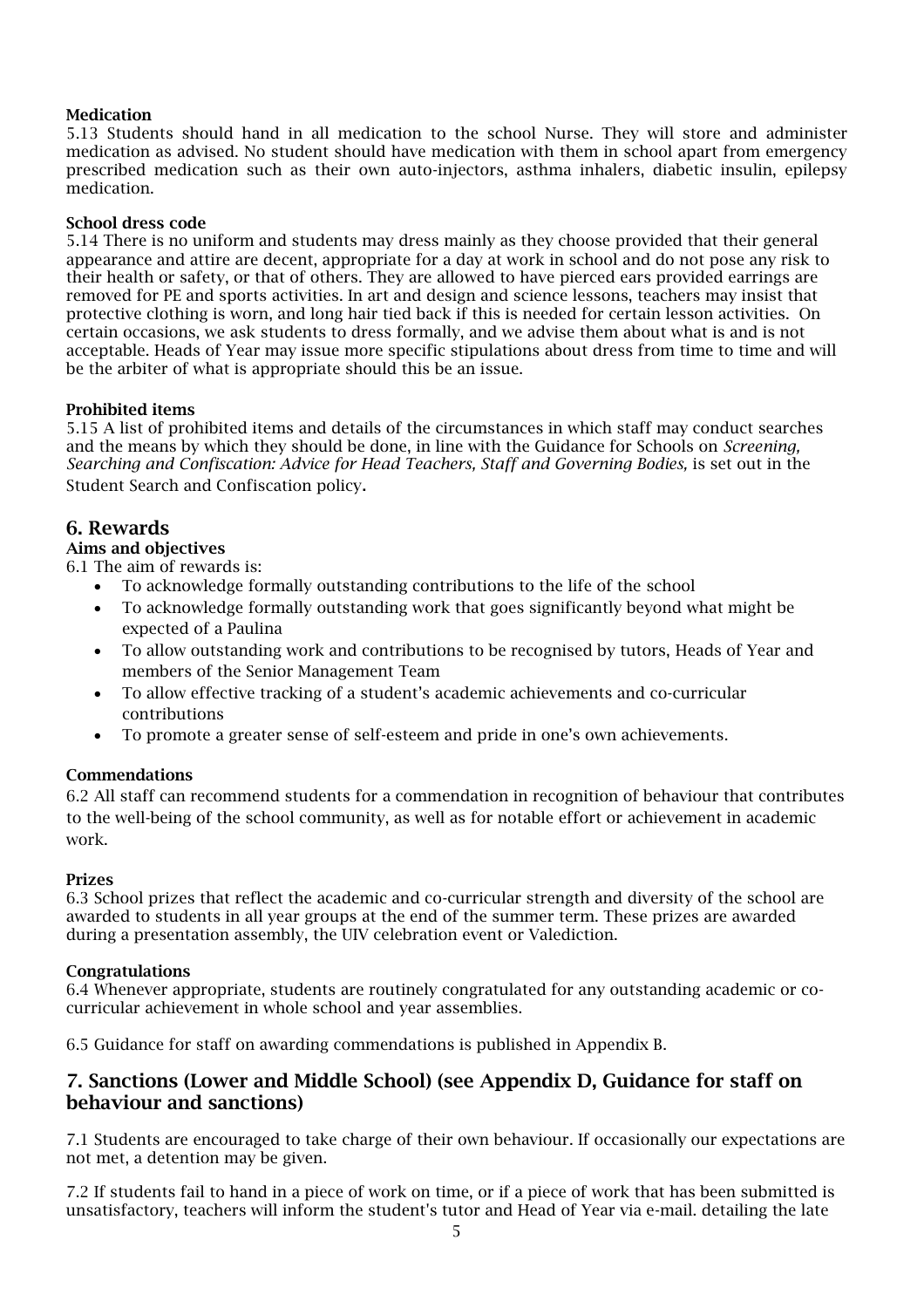**Medication**

5.13 Students should hand in all medication to the school Nurse. They will store and administer medication as advised. No student should have medication with them in school apart from emergency prescribed medication such as their own auto-injectors, asthma inhalers, diabetic insulin, epilepsy medication.

**School dress code**

5.14 There is no uniform and students may dress mainly as they choose provided that their general appearance and attire are decent, appropriate for a day at work in school and do not pose any risk to their health or safety, or that of others. They are allowed to have pierced ears provided earrings are removed for PE and sports activities. In art and design and science lessons, teachers may insist that protective clothing is worn, and long hair tied back if this is needed for certain lesson activities. On certain occasions, we ask students to dress formally, and we advise them about what is and is not acceptable. Heads of Year may issue more specific stipulations about dress from time to time and will be the arbiter of what is appropriate should this be an issue.

**Prohibited items**

5.15 A list of prohibited items and details of the circumstances in which staff may conduct searches and the means by which they should be done, in line with the Guidance for Schools on *Screening, Searching and Confiscation: Advice for Head Teachers, Staff and Governing Bodies,* is set out in the Student Search and Confiscation policy.

## 6. Rewards

**Aims and objectives**

6.1 The aim of rewards is:

- To acknowledge formally outstanding contributions to the life of the school
- To acknowledge formally outstanding work that goes significantly beyond what might be expected of a Paulina
- To allow outstanding work and contributions to be recognised by tutors, Heads of Year and members of the Senior Management Team
- To allow effective tracking of a student's academic achievements and co-curricular contributions
- To promote a greater sense of self-esteem and pride in one's own achievements.

**Commendations**

6.2 All staff can recommend students for a commendation in recognition of behaviour that contributes to the well-being of the school community, as well as for notable effort or achievement in academic work.

**Prizes**

6.3 School prizes that reflect the academic and co-curricular strength and diversity of the school are awarded to students in all year groups at the end of the summer term. These prizes are awarded during a presentation assembly, the UIV celebration event or Valediction.

**Congratulations**

6.4 Whenever appropriate, students are routinely congratulated for any outstanding academic or co-curricular achievement in whole school and year assemblies.

6.5 Guidance for staff on awarding commendations is published in Appendix B.

## 7. Sanctions (Lower and Middle School) (see Appendix D, Guidance for staff on behaviour and sanctions)

7.1 Students are encouraged to take charge of their own behaviour. If occasionally our expectations are not met, a detention may be given.

7.2 If students fail to hand in a piece of work on time, or if a piece of work that has been submitted is unsatisfactory, teachers will inform the student's tutor and Head of Year via e-mail. detailing the late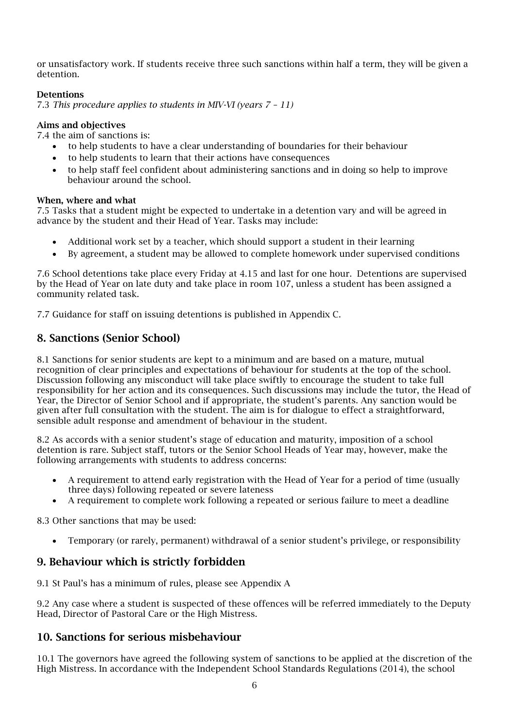or unsatisfactory work. If students receive three such sanctions within half a term, they will be given a detention.

**Detentions**

7.3 *This procedure applies to students in MIV-VI (years 7 – 11)*

**Aims and objectives**

7.4 the aim of sanctions is:

- to help students to have a clear understanding of boundaries for their behaviour
- to help students to learn that their actions have consequences
- to help staff feel confident about administering sanctions and in doing so help to improve behaviour around the school.

**When, where and what**

7.5 Tasks that a student might be expected to undertake in a detention vary and will be agreed in advance by the student and their Head of Year. Tasks may include:

- Additional work set by a teacher, which should support a student in their learning
- By agreement, a student may be allowed to complete homework under supervised conditions

7.6 School detentions take place every Friday at 4.15 and last for one hour. Detentions are supervised by the Head of Year on late duty and take place in room 107, unless a student has been assigned a community related task.

7.7 Guidance for staff on issuing detentions is published in Appendix C.

## 8. Sanctions (Senior School)

8.1 Sanctions for senior students are kept to a minimum and are based on a mature, mutual recognition of clear principles and expectations of behaviour for students at the top of the school. Discussion following any misconduct will take place swiftly to encourage the student to take full responsibility for her action and its consequences. Such discussions may include the tutor, the Head of Year, the Director of Senior School and if appropriate, the student's parents. Any sanction would be given after full consultation with the student. The aim is for dialogue to effect a straightforward, sensible adult response and amendment of behaviour in the student.

8.2 As accords with a senior student's stage of education and maturity, imposition of a school detention is rare. Subject staff, tutors or the Senior School Heads of Year may, however, make the following arrangements with students to address concerns:

- A requirement to attend early registration with the Head of Year for a period of time (usually three days) following repeated or severe lateness
- A requirement to complete work following a repeated or serious failure to meet a deadline

8.3 Other sanctions that may be used:

- Temporary (or rarely, permanent) withdrawal of a senior student's privilege, or responsibility

## 9. Behaviour which is strictly forbidden

9.1 St Paul's has a minimum of rules, please see Appendix A

9.2 Any case where a student is suspected of these offences will be referred immediately to the Deputy Head, Director of Pastoral Care or the High Mistress.

## 10. Sanctions for serious misbehaviour

10.1 The governors have agreed the following system of sanctions to be applied at the discretion of the High Mistress. In accordance with the Independent School Standards Regulations (2014), the school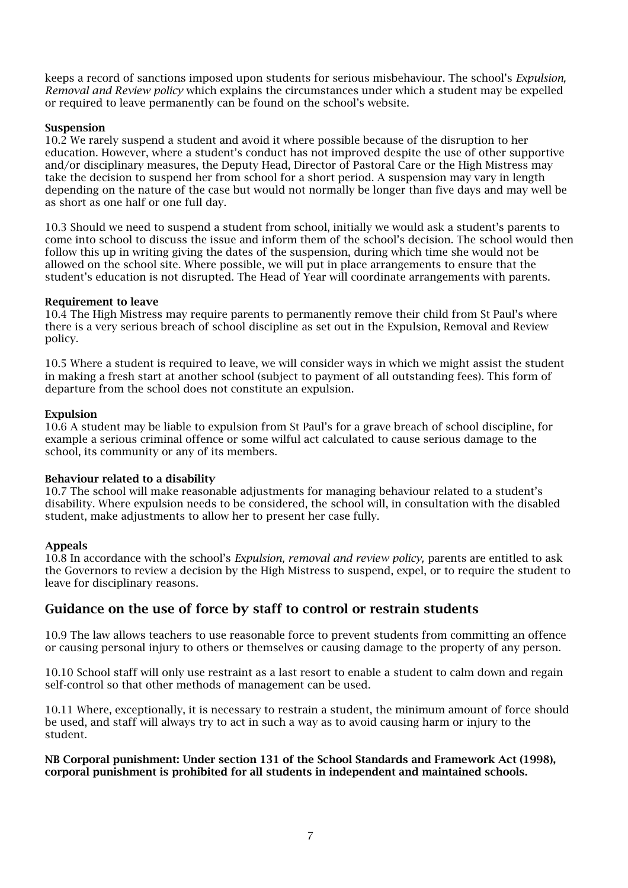keeps a record of sanctions imposed upon students for serious misbehaviour. The school's *Expulsion, Removal and Review policy* which explains the circumstances under which a student may be expelled or required to leave permanently can be found on the school's website.

**Suspension**

10.2 We rarely suspend a student and avoid it where possible because of the disruption to her education. However, where a student's conduct has not improved despite the use of other supportive and/or disciplinary measures, the Deputy Head, Director of Pastoral Care or the High Mistress may take the decision to suspend her from school for a short period. A suspension may vary in length depending on the nature of the case but would not normally be longer than five days and may well be as short as one half or one full day.

10.3 Should we need to suspend a student from school, initially we would ask a student's parents to come into school to discuss the issue and inform them of the school's decision. The school would then follow this up in writing giving the dates of the suspension, during which time she would not be allowed on the school site. Where possible, we will put in place arrangements to ensure that the student's education is not disrupted. The Head of Year will coordinate arrangements with parents.

**Requirement to leave**

10.4 The High Mistress may require parents to permanently remove their child from St Paul's where there is a very serious breach of school discipline as set out in the Expulsion, Removal and Review policy.

10.5 Where a student is required to leave, we will consider ways in which we might assist the student in making a fresh start at another school (subject to payment of all outstanding fees). This form of departure from the school does not constitute an expulsion.

**Expulsion**

10.6 A student may be liable to expulsion from St Paul's for a grave breach of school discipline, for example a serious criminal offence or some wilful act calculated to cause serious damage to the school, its community or any of its members.

**Behaviour related to a disability**

10.7 The school will make reasonable adjustments for managing behaviour related to a student's disability. Where expulsion needs to be considered, the school will, in consultation with the disabled student, make adjustments to allow her to present her case fully.

**Appeals**

10.8 In accordance with the school's *Expulsion, removal and review policy,* parents are entitled to ask the Governors to review a decision by the High Mistress to suspend, expel, or to require the student to leave for disciplinary reasons.

## Guidance on the use of force by staff to control or restrain students

10.9 The law allows teachers to use reasonable force to prevent students from committing an offence or causing personal injury to others or themselves or causing damage to the property of any person.

10.10 School staff will only use restraint as a last resort to enable a student to calm down and regain self-control so that other methods of management can be used.

10.11 Where, exceptionally, it is necessary to restrain a student, the minimum amount of force should be used, and staff will always try to act in such a way as to avoid causing harm or injury to the student.

**NB Corporal punishment: Under section 131 of the School Standards and Framework Act (1998), corporal punishment is prohibited for all students in independent and maintained schools.**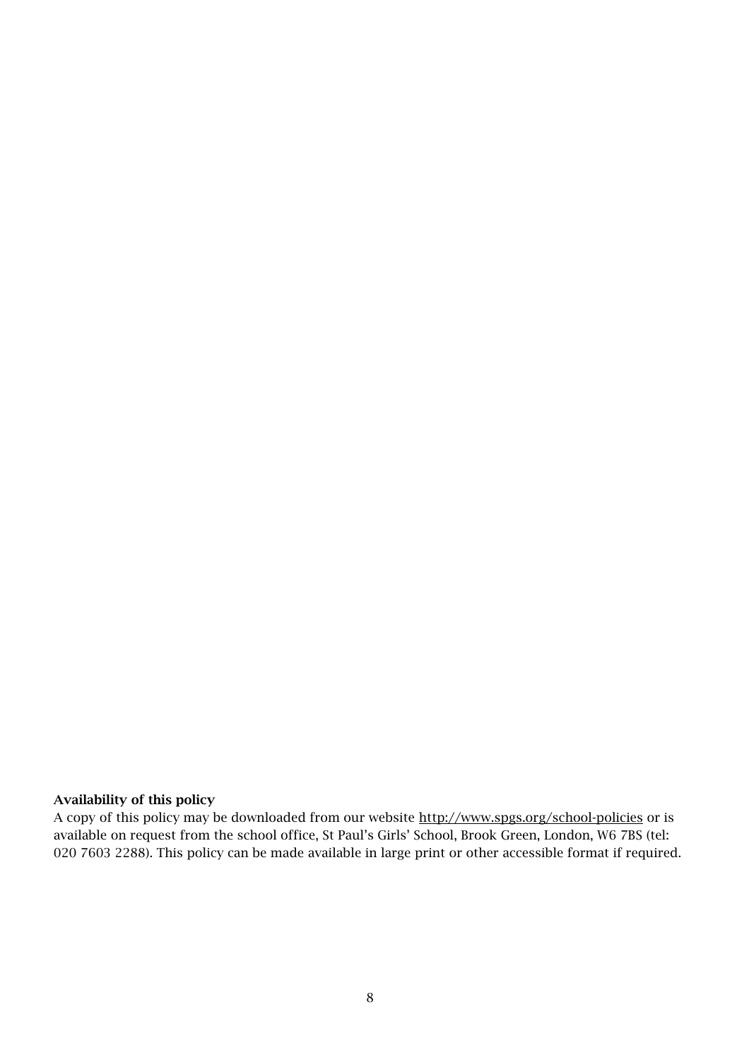**Availability of this policy**

A copy of this policy may be downloaded from our website http://www.spgs.org/school-policies or is available on request from the school office, St Paul's Girls' School, Brook Green, London, W6 7BS (tel: 020 7603 2288). This policy can be made available in large print or other accessible format if required.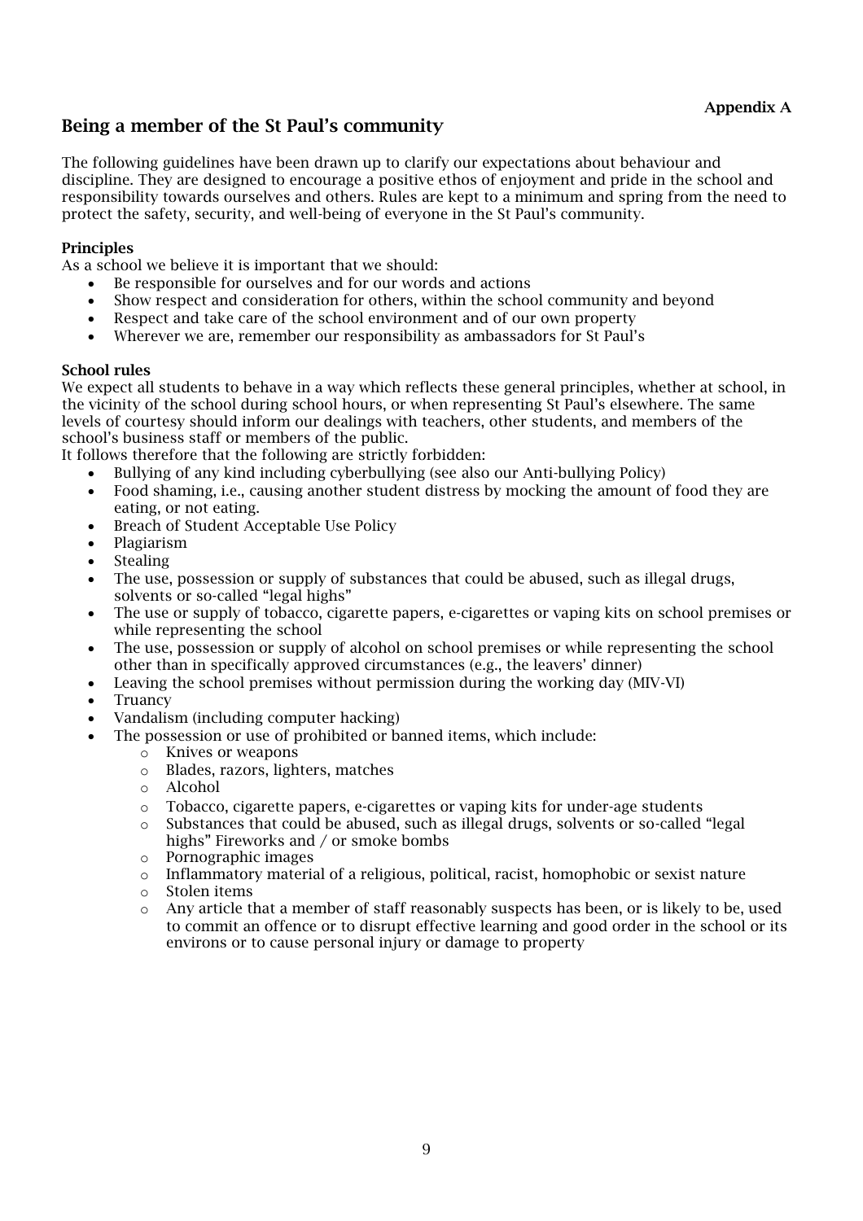**Appendix A**

## Being a member of the St Paul's community

The following guidelines have been drawn up to clarify our expectations about behaviour and discipline. They are designed to encourage a positive ethos of enjoyment and pride in the school and responsibility towards ourselves and others. Rules are kept to a minimum and spring from the need to protect the safety, security, and well-being of everyone in the St Paul's community.

### Principles

As a school we believe it is important that we should:

- Be responsible for ourselves and for our words and actions
- Show respect and consideration for others, within the school community and beyond
- Respect and take care of the school environment and of our own property
- Wherever we are, remember our responsibility as ambassadors for St Paul's

### School rules

We expect all students to behave in a way which reflects these general principles, whether at school, in the vicinity of the school during school hours, or when representing St Paul's elsewhere. The same levels of courtesy should inform our dealings with teachers, other students, and members of the school's business staff or members of the public.

It follows therefore that the following are strictly forbidden:

- Bullying of any kind including cyberbullying (see also our Anti-bullying Policy)
- Food shaming, i.e., causing another student distress by mocking the amount of food they are eating, or not eating.
- Breach of Student Acceptable Use Policy
- Plagiarism
- Stealing
- The use, possession or supply of substances that could be abused, such as illegal drugs, solvents or so-called "legal highs"
- The use or supply of tobacco, cigarette papers, e-cigarettes or vaping kits on school premises or while representing the school
- The use, possession or supply of alcohol on school premises or while representing the school other than in specifically approved circumstances (e.g., the leavers' dinner)
- Leaving the school premises without permission during the working day (MIV-VI)
- Truancy
- Vandalism (including computer hacking)
- The possession or use of prohibited or banned items, which include:
  - Knives or weapons
  - Blades, razors, lighters, matches
  - Alcohol
  - Tobacco, cigarette papers, e-cigarettes or vaping kits for under-age students
  - Substances that could be abused, such as illegal drugs, solvents or so-called "legal highs" Fireworks and / or smoke bombs
  - Pornographic images
  - Inflammatory material of a religious, political, racist, homophobic or sexist nature
  - Stolen items
  - Any article that a member of staff reasonably suspects has been, or is likely to be, used to commit an offence or to disrupt effective learning and good order in the school or its environs or to cause personal injury or damage to property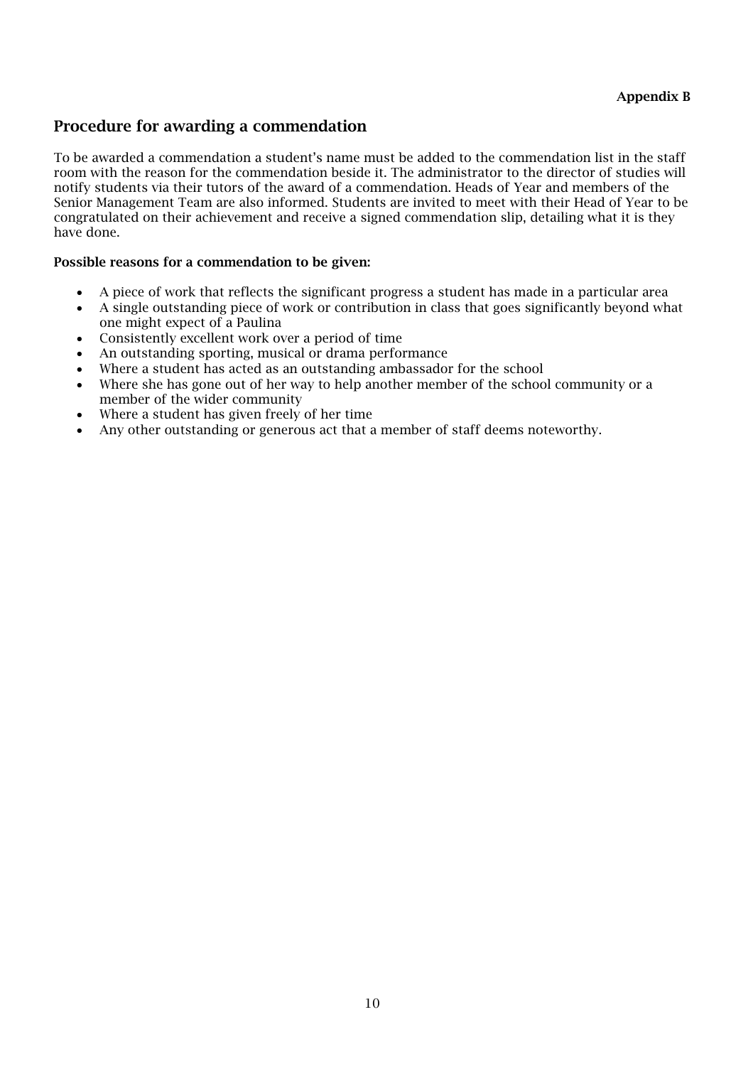**Appendix B**

## Procedure for awarding a commendation

To be awarded a commendation a student's name must be added to the commendation list in the staff room with the reason for the commendation beside it. The administrator to the director of studies will notify students via their tutors of the award of a commendation. Heads of Year and members of the Senior Management Team are also informed. Students are invited to meet with their Head of Year to be congratulated on their achievement and receive a signed commendation slip, detailing what it is they have done.

**Possible reasons for a commendation to be given:**

- A piece of work that reflects the significant progress a student has made in a particular area
- A single outstanding piece of work or contribution in class that goes significantly beyond what one might expect of a Paulina
- Consistently excellent work over a period of time
- An outstanding sporting, musical or drama performance
- Where a student has acted as an outstanding ambassador for the school
- Where she has gone out of her way to help another member of the school community or a member of the wider community
- Where a student has given freely of her time
- Any other outstanding or generous act that a member of staff deems noteworthy.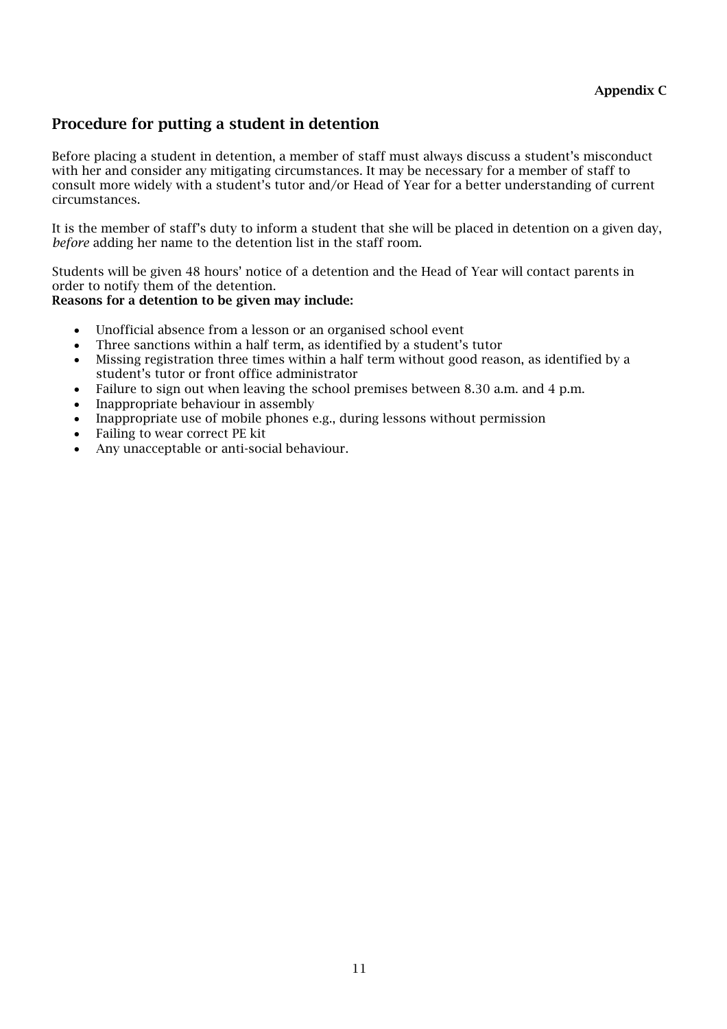**Appendix C**

## Procedure for putting a student in detention

Before placing a student in detention, a member of staff must always discuss a student's misconduct with her and consider any mitigating circumstances. It may be necessary for a member of staff to consult more widely with a student's tutor and/or Head of Year for a better understanding of current circumstances.

It is the member of staff's duty to inform a student that she will be placed in detention on a given day, *before* adding her name to the detention list in the staff room.

Students will be given 48 hours' notice of a detention and the Head of Year will contact parents in order to notify them of the detention.

**Reasons for a detention to be given may include:**

- Unofficial absence from a lesson or an organised school event
- Three sanctions within a half term, as identified by a student's tutor
- Missing registration three times within a half term without good reason, as identified by a student's tutor or front office administrator
- Failure to sign out when leaving the school premises between 8.30 a.m. and 4 p.m.
- Inappropriate behaviour in assembly
- Inappropriate use of mobile phones e.g., during lessons without permission
- Failing to wear correct PE kit
- Any unacceptable or anti-social behaviour.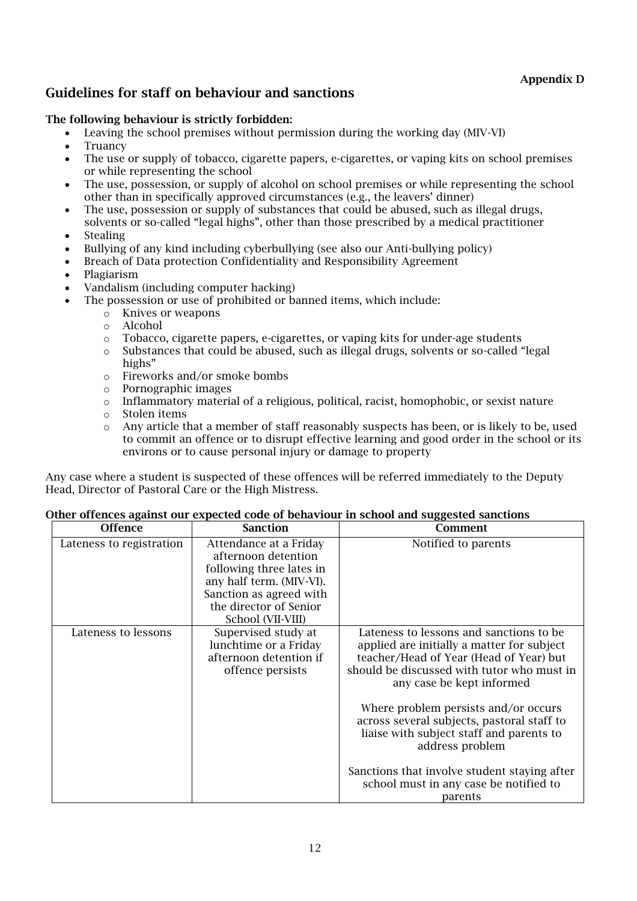Appendix D

## Guidelines for staff on behaviour and sanctions

**The following behaviour is strictly forbidden:**

- Leaving the school premises without permission during the working day (MIV-VI)
- Truancy
- The use or supply of tobacco, cigarette papers, e-cigarettes, or vaping kits on school premises or while representing the school
- The use, possession, or supply of alcohol on school premises or while representing the school other than in specifically approved circumstances (e.g., the leavers' dinner)
- The use, possession or supply of substances that could be abused, such as illegal drugs, solvents or so-called "legal highs", other than those prescribed by a medical practitioner
- Stealing
- Bullying of any kind including cyberbullying (see also our Anti-bullying policy)
- Breach of Data protection Confidentiality and Responsibility Agreement
- Plagiarism
- Vandalism (including computer hacking)
- The possession or use of prohibited or banned items, which include:
    - Knives or weapons
    - Alcohol
    - Tobacco, cigarette papers, e-cigarettes, or vaping kits for under-age students
    - Substances that could be abused, such as illegal drugs, solvents or so-called "legal highs"
    - Fireworks and/or smoke bombs
    - Pornographic images
    - Inflammatory material of a religious, political, racist, homophobic, or sexist nature
    - Stolen items
    - Any article that a member of staff reasonably suspects has been, or is likely to be, used to commit an offence or to disrupt effective learning and good order in the school or its environs or to cause personal injury or damage to property

Any case where a student is suspected of these offences will be referred immediately to the Deputy Head, Director of Pastoral Care or the High Mistress.

**Other offences against our expected code of behaviour in school and suggested sanctions**

| Offence | Sanction | Comment |
| --- | --- | --- |
| Lateness to registration | Attendance at a Friday afternoon detention following three lates in any half term. (MIV-VI). Sanction as agreed with the director of Senior School (VII-VIII) | Notified to parents |
| Lateness to lessons | Supervised study at lunchtime or a Friday afternoon detention if offence persists | Lateness to lessons and sanctions to be applied are initially a matter for subject teacher/Head of Year (Head of Year) but should be discussed with tutor who must in any case be kept informed<br><br>Where problem persists and/or occurs across several subjects, pastoral staff to liaise with subject staff and parents to address problem<br><br>Sanctions that involve student staying after school must in any case be notified to parents |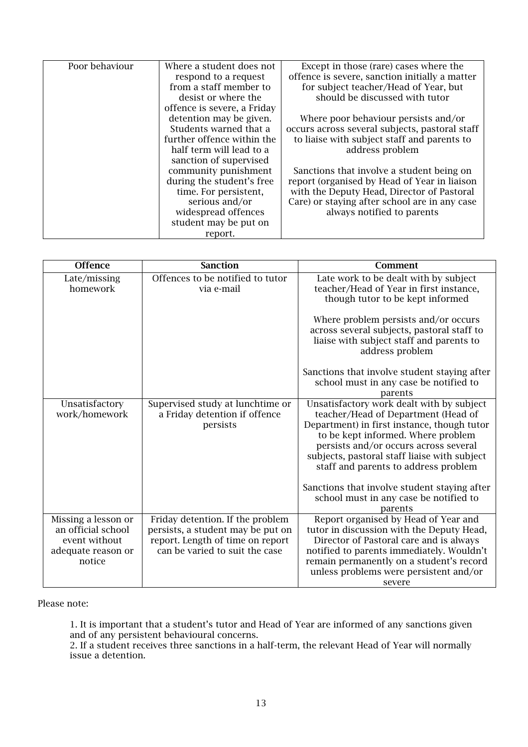| | | |
|---|---|---|
| Poor behaviour | Where a student does not respond to a request from a staff member to desist or where the offence is severe, a Friday detention may be given. Students warned that a further offence within the half term will lead to a sanction of supervised community punishment during the student's free time. For persistent, serious and/or widespread offences student may be put on report. | Except in those (rare) cases where the offence is severe, sanction initially a matter for subject teacher/Head of Year, but should be discussed with tutor<br><br>Where poor behaviour persists and/or occurs across several subjects, pastoral staff to liaise with subject staff and parents to address problem<br><br>Sanctions that involve a student being on report (organised by Head of Year in liaison with the Deputy Head, Director of Pastoral Care) or staying after school are in any case always notified to parents |

| Offence | Sanction | Comment |
|---|---|---|
| Late/missing homework | Offences to be notified to tutor via e-mail | Late work to be dealt with by subject teacher/Head of Year in first instance, though tutor to be kept informed<br><br>Where problem persists and/or occurs across several subjects, pastoral staff to liaise with subject staff and parents to address problem<br><br>Sanctions that involve student staying after school must in any case be notified to parents |
| Unsatisfactory work/homework | Supervised study at lunchtime or a Friday detention if offence persists | Unsatisfactory work dealt with by subject teacher/Head of Department (Head of Department) in first instance, though tutor to be kept informed. Where problem persists and/or occurs across several subjects, pastoral staff liaise with subject staff and parents to address problem<br><br>Sanctions that involve student staying after school must in any case be notified to parents |
| Missing a lesson or an official school event without adequate reason or notice | Friday detention. If the problem persists, a student may be put on report. Length of time on report can be varied to suit the case | Report organised by Head of Year and tutor in discussion with the Deputy Head, Director of Pastoral care and is always notified to parents immediately. Wouldn't remain permanently on a student's record unless problems were persistent and/or severe |

Please note:

1. It is important that a student's tutor and Head of Year are informed of any sanctions given and of any persistent behavioural concerns.
2. If a student receives three sanctions in a half-term, the relevant Head of Year will normally issue a detention.